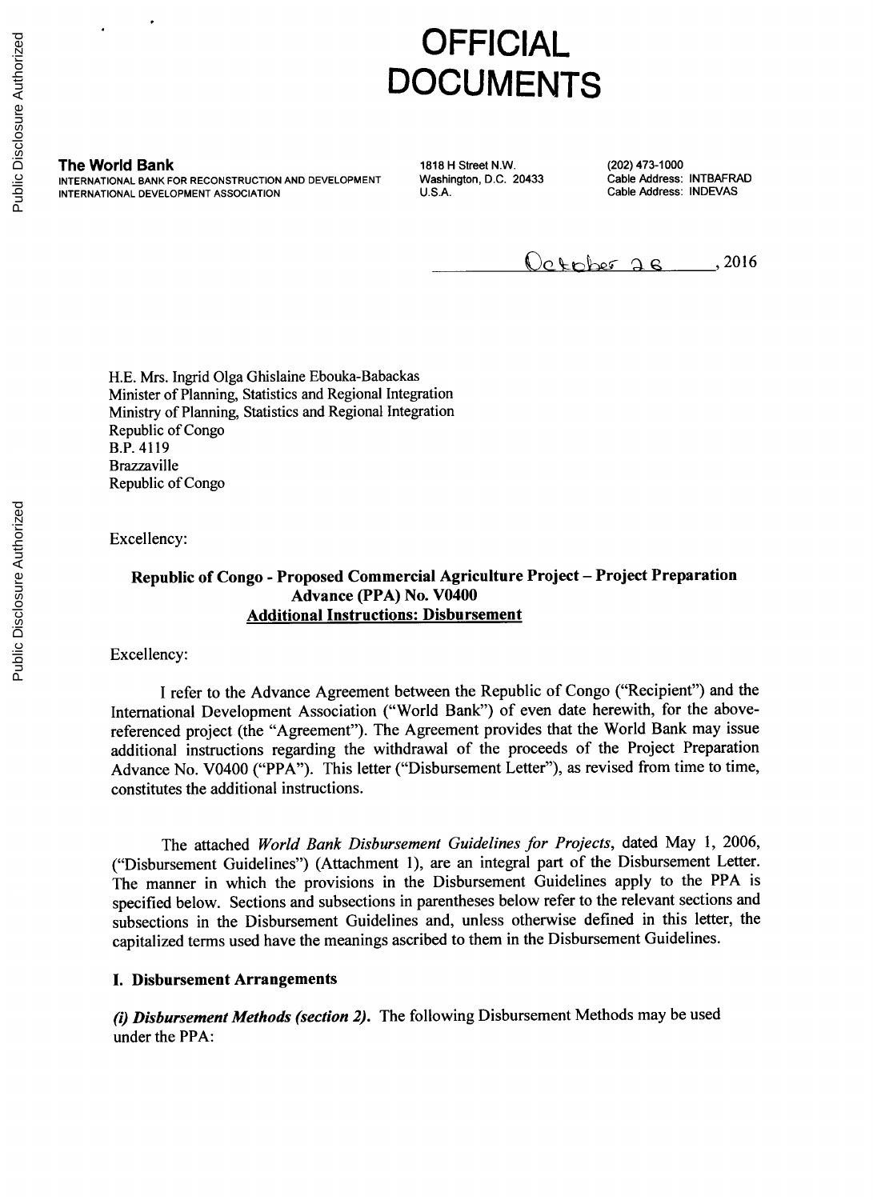# OFFICIAL DOCUMENTS

**The World Bank**
INTERNATIONAL BANK FOR RECONSTRUCTION AND DEVELOPMENT
INTERNATIONAL DEVELOPMENT ASSOCIATION

1818 H Street N.W.
Washington, D.C. 20433
U.S.A.

(202) 473-1000
Cable Address: INTBAFRAD
Cable Address: INDEVAS

October 26, 2016

H.E. Mrs. Ingrid Olga Ghislaine Ebouka-Babackas
Minister of Planning, Statistics and Regional Integration
Ministry of Planning, Statistics and Regional Integration
Republic of Congo
B.P. 4119
Brazzaville
Republic of Congo

Excellency:

**Republic of Congo - Proposed Commercial Agriculture Project – Project Preparation Advance (PPA) No. V0400**
**Additional Instructions: Disbursement**

Excellency:

I refer to the Advance Agreement between the Republic of Congo ("Recipient") and the International Development Association ("World Bank") of even date herewith, for the above-referenced project (the "Agreement"). The Agreement provides that the World Bank may issue additional instructions regarding the withdrawal of the proceeds of the Project Preparation Advance No. V0400 ("PPA"). This letter ("Disbursement Letter"), as revised from time to time, constitutes the additional instructions.

The attached *World Bank Disbursement Guidelines for Projects*, dated May 1, 2006, ("Disbursement Guidelines") (Attachment 1), are an integral part of the Disbursement Letter. The manner in which the provisions in the Disbursement Guidelines apply to the PPA is specified below. Sections and subsections in parentheses below refer to the relevant sections and subsections in the Disbursement Guidelines and, unless otherwise defined in this letter, the capitalized terms used have the meanings ascribed to them in the Disbursement Guidelines.

## I. Disbursement Arrangements

***(i) Disbursement Methods (section 2).*** The following Disbursement Methods may be used under the PPA: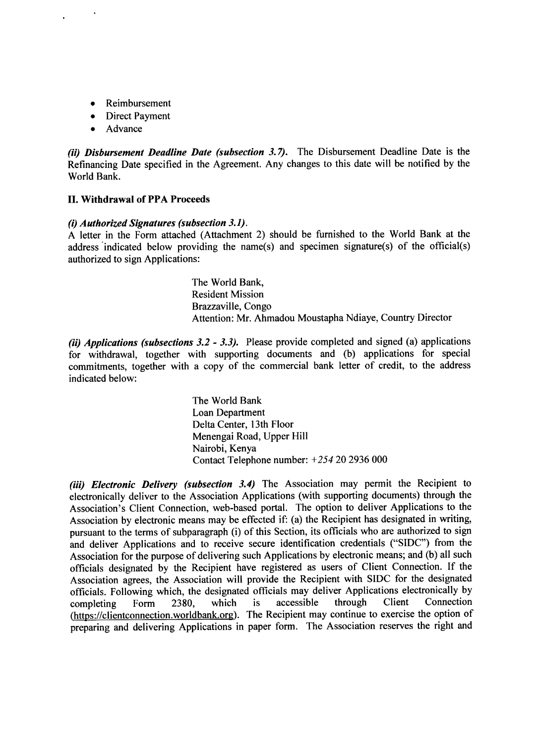- Reimbursement
- Direct Payment
- Advance

***(ii) Disbursement Deadline Date (subsection 3.7).*** The Disbursement Deadline Date is the Refinancing Date specified in the Agreement. Any changes to this date will be notified by the World Bank.

**II. Withdrawal of PPA Proceeds**

***(i) Authorized Signatures (subsection 3.1).***
A letter in the Form attached (Attachment 2) should be furnished to the World Bank at the address indicated below providing the name(s) and specimen signature(s) of the official(s) authorized to sign Applications:

> The World Bank,
> Resident Mission
> Brazzaville, Congo
> Attention: Mr. Ahmadou Moustapha Ndiaye, Country Director

***(ii) Applications (subsections 3.2 - 3.3).*** Please provide completed and signed (a) applications for withdrawal, together with supporting documents and (b) applications for special commitments, together with a copy of the commercial bank letter of credit, to the address indicated below:

> The World Bank
> Loan Department
> Delta Center, 13th Floor
> Menengai Road, Upper Hill
> Nairobi, Kenya
> Contact Telephone number: +254 20 2936 000

***(iii) Electronic Delivery (subsection 3.4)*** The Association may permit the Recipient to electronically deliver to the Association Applications (with supporting documents) through the Association's Client Connection, web-based portal. The option to deliver Applications to the Association by electronic means may be effected if: (a) the Recipient has designated in writing, pursuant to the terms of subparagraph (i) of this Section, its officials who are authorized to sign and deliver Applications and to receive secure identification credentials ("SIDC") from the Association for the purpose of delivering such Applications by electronic means; and (b) all such officials designated by the Recipient have registered as users of Client Connection. If the Association agrees, the Association will provide the Recipient with SIDC for the designated officials. Following which, the designated officials may deliver Applications electronically by completing Form 2380, which is accessible through Client Connection (https://clientconnection.worldbank.org). The Recipient may continue to exercise the option of preparing and delivering Applications in paper form. The Association reserves the right and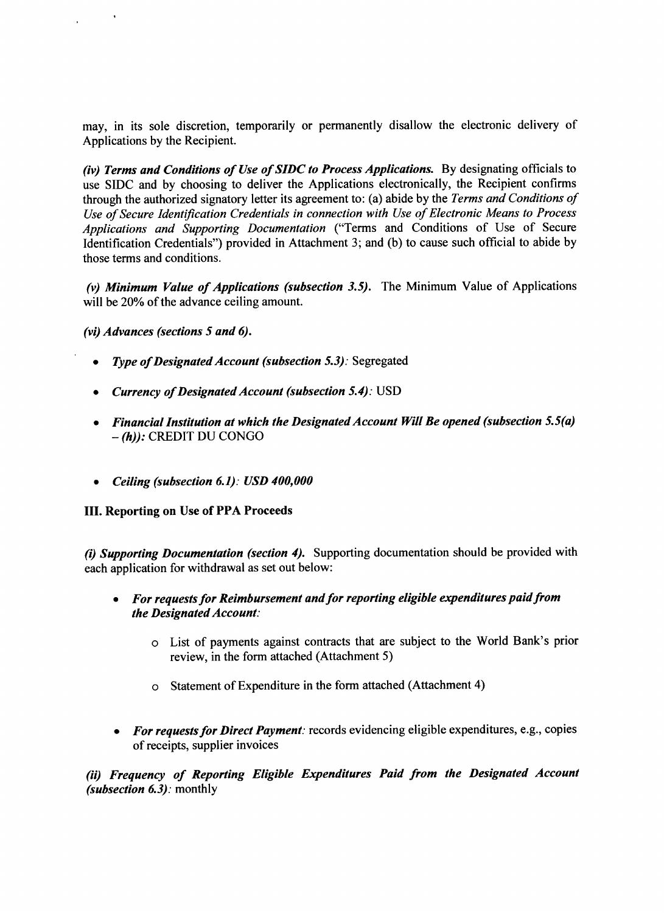may, in its sole discretion, temporarily or permanently disallow the electronic delivery of Applications by the Recipient.

***(iv) Terms and Conditions of Use of SIDC to Process Applications.*** By designating officials to use SIDC and by choosing to deliver the Applications electronically, the Recipient confirms through the authorized signatory letter its agreement to: (a) abide by the *Terms and Conditions of Use of Secure Identification Credentials in connection with Use of Electronic Means to Process Applications and Supporting Documentation* ("Terms and Conditions of Use of Secure Identification Credentials") provided in Attachment 3; and (b) to cause such official to abide by those terms and conditions.

***(v) Minimum Value of Applications (subsection 3.5).*** The Minimum Value of Applications will be 20% of the advance ceiling amount.

***(vi) Advances (sections 5 and 6).***

- ***Type of Designated Account (subsection 5.3):*** Segregated
- ***Currency of Designated Account (subsection 5.4):*** USD
- ***Financial Institution at which the Designated Account Will Be opened (subsection 5.5(a) – (h)):*** CREDIT DU CONGO
- ***Ceiling (subsection 6.1): USD 400,000***

**III. Reporting on Use of PPA Proceeds**

***(i) Supporting Documentation (section 4).*** Supporting documentation should be provided with each application for withdrawal as set out below:

- ***For requests for Reimbursement and for reporting eligible expenditures paid from the Designated Account:***
  - List of payments against contracts that are subject to the World Bank's prior review, in the form attached (Attachment 5)
  - Statement of Expenditure in the form attached (Attachment 4)
- ***For requests for Direct Payment:*** records evidencing eligible expenditures, e.g., copies of receipts, supplier invoices

***(ii) Frequency of Reporting Eligible Expenditures Paid from the Designated Account (subsection 6.3):*** monthly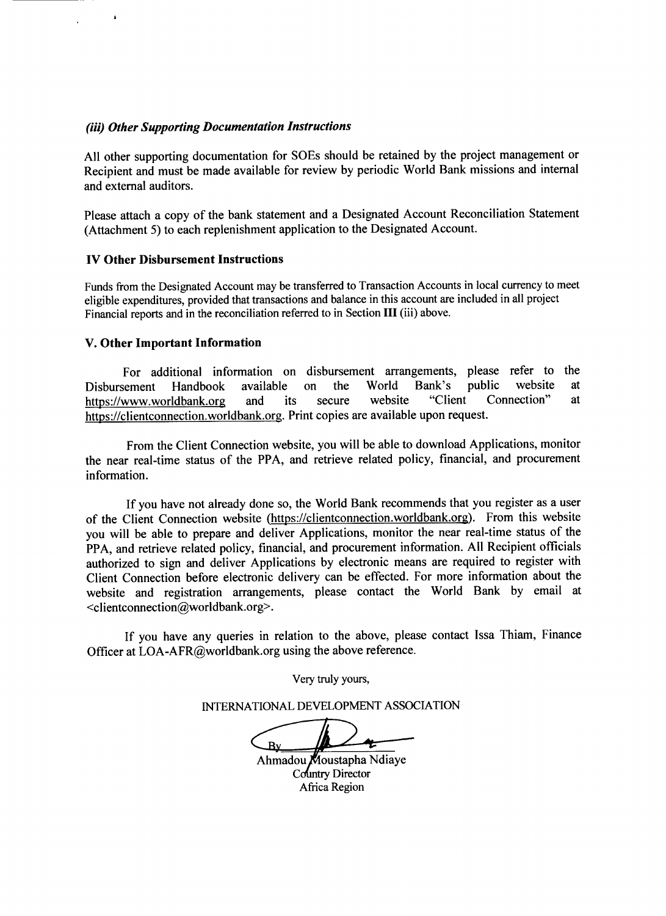### *(iii) Other Supporting Documentation Instructions*

All other supporting documentation for SOEs should be retained by the project management or Recipient and must be made available for review by periodic World Bank missions and internal and external auditors.

Please attach a copy of the bank statement and a Designated Account Reconciliation Statement (Attachment 5) to each replenishment application to the Designated Account.

## IV Other Disbursement Instructions

Funds from the Designated Account may be transferred to Transaction Accounts in local currency to meet eligible expenditures, provided that transactions and balance in this account are included in all project Financial reports and in the reconciliation referred to in Section **III** (iii) above.

## V. Other Important Information

For additional information on disbursement arrangements, please refer to the Disbursement Handbook available on the World Bank's public website at https://www.worldbank.org and its secure website "Client Connection" at https://clientconnection.worldbank.org. Print copies are available upon request.

From the Client Connection website, you will be able to download Applications, monitor the near real-time status of the PPA, and retrieve related policy, financial, and procurement information.

If you have not already done so, the World Bank recommends that you register as a user of the Client Connection website (https://clientconnection.worldbank.org). From this website you will be able to prepare and deliver Applications, monitor the near real-time status of the PPA, and retrieve related policy, financial, and procurement information. All Recipient officials authorized to sign and deliver Applications by electronic means are required to register with Client Connection before electronic delivery can be effected. For more information about the website and registration arrangements, please contact the World Bank by email at <clientconnection@worldbank.org>.

If you have any queries in relation to the above, please contact Issa Thiam, Finance Officer at LOA-AFR@worldbank.org using the above reference.

Very truly yours,

INTERNATIONAL DEVELOPMENT ASSOCIATION

By

Ahmadou Moustapha Ndiaye
Country Director
Africa Region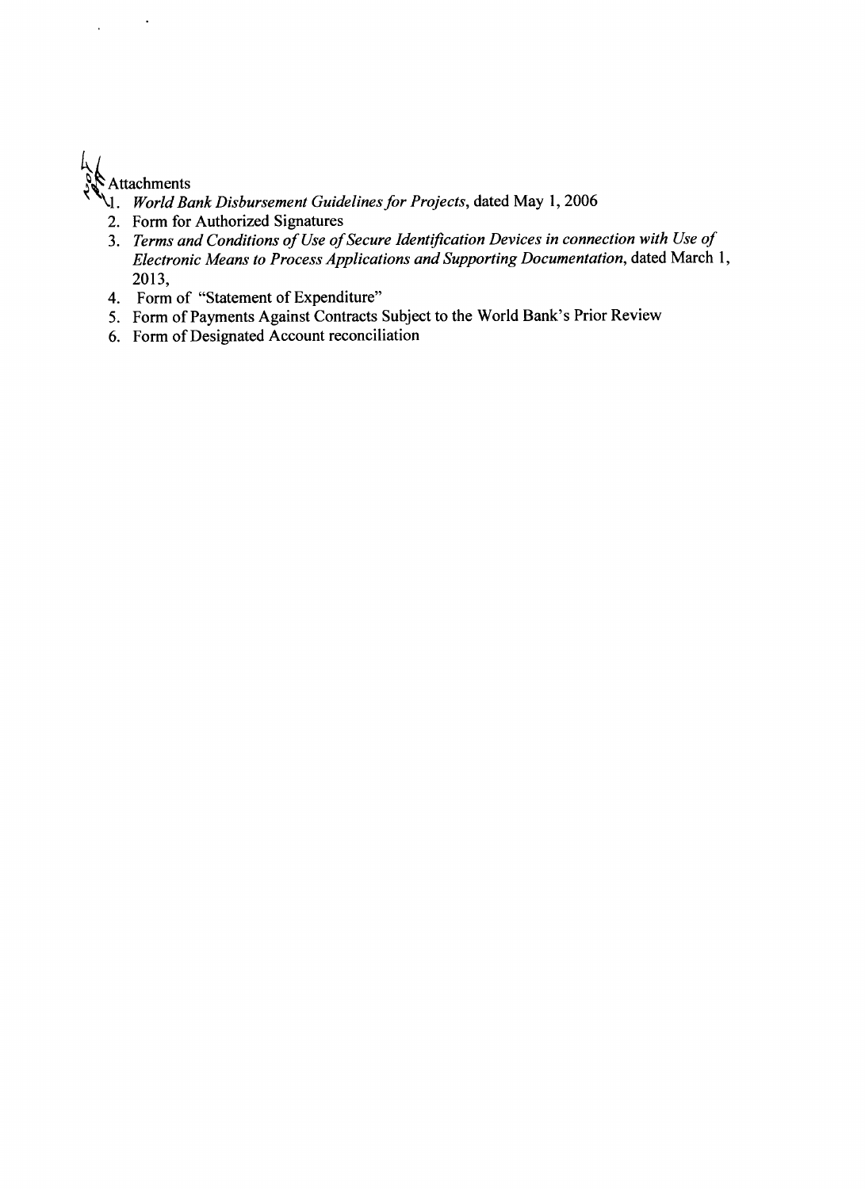Attachments

1. *World Bank Disbursement Guidelines for Projects*, dated May 1, 2006
2. Form for Authorized Signatures
3. *Terms and Conditions of Use of Secure Identification Devices in connection with Use of Electronic Means to Process Applications and Supporting Documentation*, dated March 1, 2013,
4. Form of "Statement of Expenditure"
5. Form of Payments Against Contracts Subject to the World Bank's Prior Review
6. Form of Designated Account reconciliation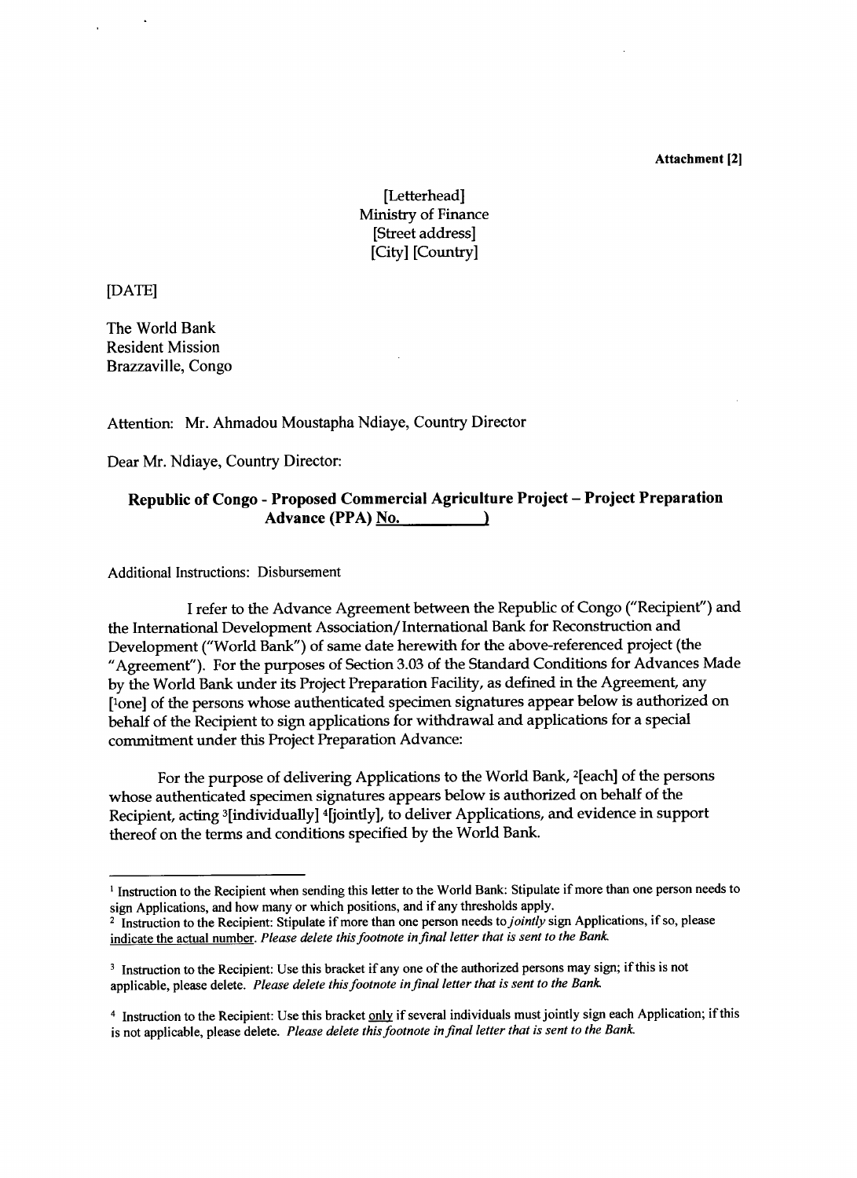**Attachment [2]**

[Letterhead]
Ministry of Finance
[Street address]
[City] [Country]

[DATE]

The World Bank
Resident Mission
Brazzaville, Congo

Attention: Mr. Ahmadou Moustapha Ndiaye, Country Director

Dear Mr. Ndiaye, Country Director:

**Republic of Congo - Proposed Commercial Agriculture Project – Project Preparation Advance (PPA) No. __________)**

Additional Instructions: Disbursement

I refer to the Advance Agreement between the Republic of Congo ("Recipient") and the International Development Association/International Bank for Reconstruction and Development ("World Bank") of same date herewith for the above-referenced project (the "Agreement"). For the purposes of Section 3.03 of the Standard Conditions for Advances Made by the World Bank under its Project Preparation Facility, as defined in the Agreement, any [[1]one] of the persons whose authenticated specimen signatures appear below is authorized on behalf of the Recipient to sign applications for withdrawal and applications for a special commitment under this Project Preparation Advance:

For the purpose of delivering Applications to the World Bank, [2][each] of the persons whose authenticated specimen signatures appears below is authorized on behalf of the Recipient, acting [3][individually] [4][jointly], to deliver Applications, and evidence in support thereof on the terms and conditions specified by the World Bank.

---

[1] Instruction to the Recipient when sending this letter to the World Bank: Stipulate if more than one person needs to sign Applications, and how many or which positions, and if any thresholds apply.

[2] Instruction to the Recipient: Stipulate if more than one person needs to *jointly* sign Applications, if so, please indicate the actual number. *Please delete this footnote in final letter that is sent to the Bank.*

[3] Instruction to the Recipient: Use this bracket if any one of the authorized persons may sign; if this is not applicable, please delete. *Please delete this footnote in final letter that is sent to the Bank.*

[4] Instruction to the Recipient: Use this bracket only if several individuals must jointly sign each Application; if this is not applicable, please delete. *Please delete this footnote in final letter that is sent to the Bank.*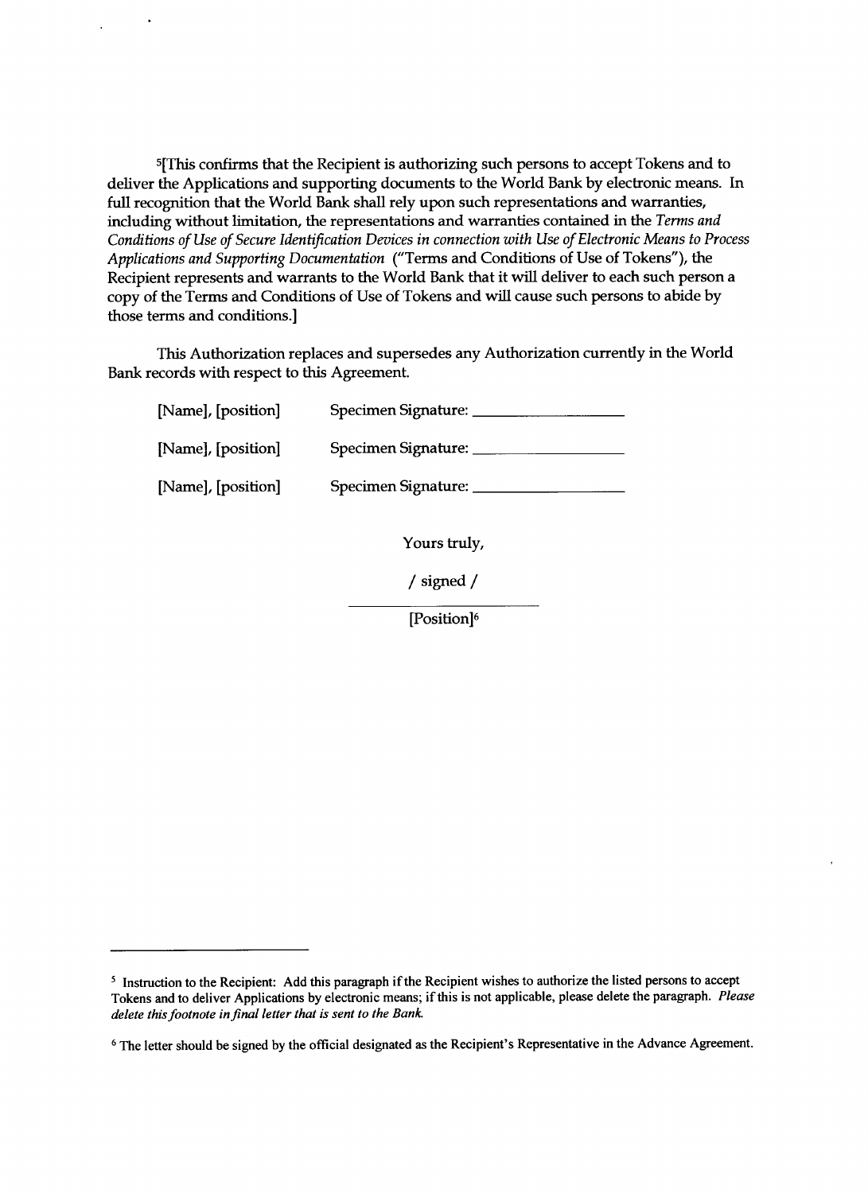[5][This confirms that the Recipient is authorizing such persons to accept Tokens and to deliver the Applications and supporting documents to the World Bank by electronic means. In full recognition that the World Bank shall rely upon such representations and warranties, including without limitation, the representations and warranties contained in the *Terms and Conditions of Use of Secure Identification Devices in connection with Use of Electronic Means to Process Applications and Supporting Documentation* ("Terms and Conditions of Use of Tokens"), the Recipient represents and warrants to the World Bank that it will deliver to each such person a copy of the Terms and Conditions of Use of Tokens and will cause such persons to abide by those terms and conditions.]

This Authorization replaces and supersedes any Authorization currently in the World Bank records with respect to this Agreement.

[Name], [position] Specimen Signature: ____________________

[Name], [position] Specimen Signature: ____________________

[Name], [position] Specimen Signature: ____________________

Yours truly,

/ signed /

____________________

[Position][6]

---

[5] Instruction to the Recipient: Add this paragraph if the Recipient wishes to authorize the listed persons to accept Tokens and to deliver Applications by electronic means; if this is not applicable, please delete the paragraph. *Please delete this footnote in final letter that is sent to the Bank.*

[6] The letter should be signed by the official designated as the Recipient's Representative in the Advance Agreement.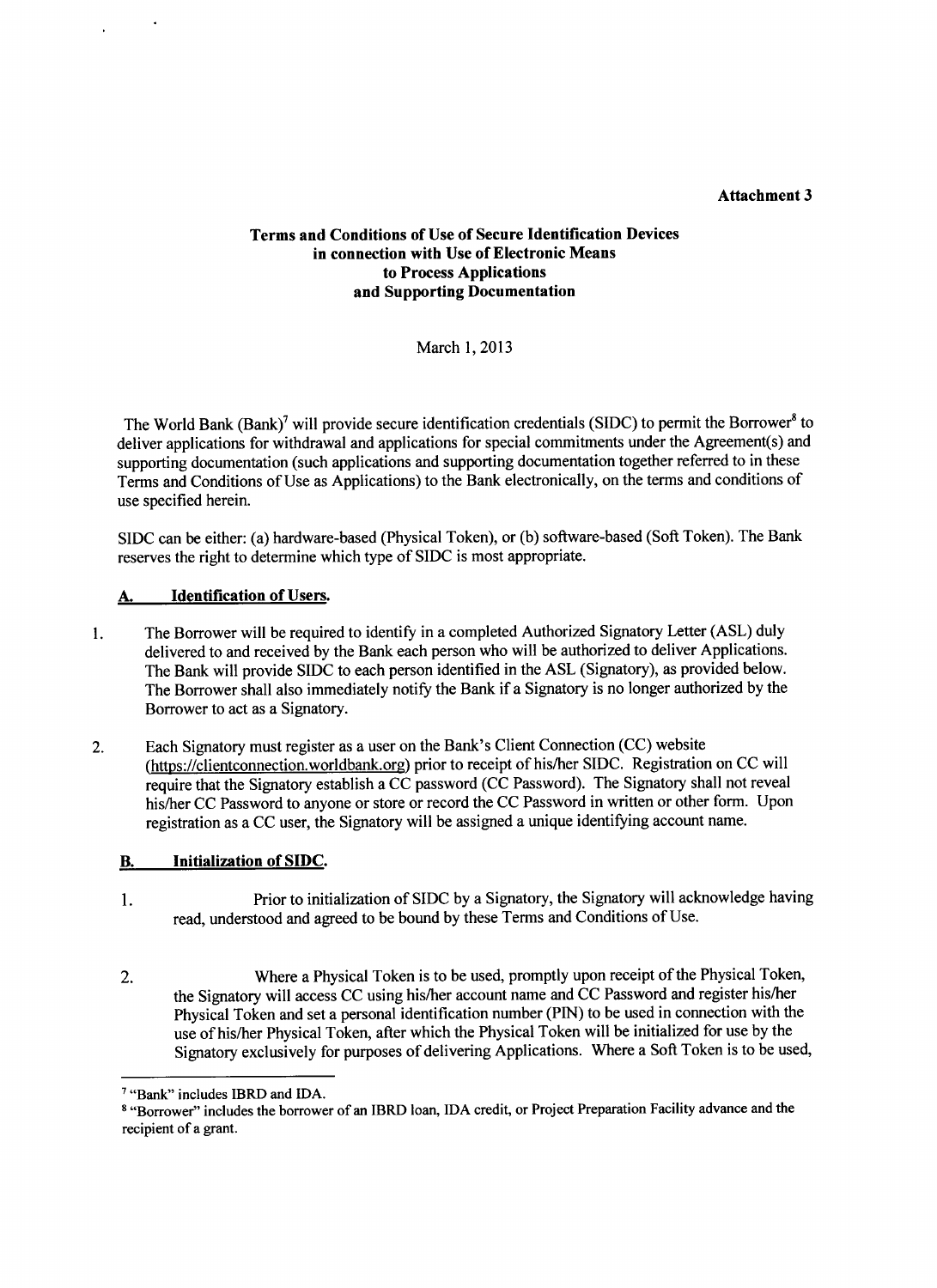**Attachment 3**

# Terms and Conditions of Use of Secure Identification Devices in connection with Use of Electronic Means to Process Applications and Supporting Documentation

March 1, 2013

The World Bank (Bank)[7] will provide secure identification credentials (SIDC) to permit the Borrower[8] to deliver applications for withdrawal and applications for special commitments under the Agreement(s) and supporting documentation (such applications and supporting documentation together referred to in these Terms and Conditions of Use as Applications) to the Bank electronically, on the terms and conditions of use specified herein.

SIDC can be either: (a) hardware-based (Physical Token), or (b) software-based (Soft Token). The Bank reserves the right to determine which type of SIDC is most appropriate.

## A. Identification of Users.

1. The Borrower will be required to identify in a completed Authorized Signatory Letter (ASL) duly delivered to and received by the Bank each person who will be authorized to deliver Applications. The Bank will provide SIDC to each person identified in the ASL (Signatory), as provided below. The Borrower shall also immediately notify the Bank if a Signatory is no longer authorized by the Borrower to act as a Signatory.

2. Each Signatory must register as a user on the Bank's Client Connection (CC) website (https://clientconnection.worldbank.org) prior to receipt of his/her SIDC. Registration on CC will require that the Signatory establish a CC password (CC Password). The Signatory shall not reveal his/her CC Password to anyone or store or record the CC Password in written or other form. Upon registration as a CC user, the Signatory will be assigned a unique identifying account name.

## B. Initialization of SIDC.

1. Prior to initialization of SIDC by a Signatory, the Signatory will acknowledge having read, understood and agreed to be bound by these Terms and Conditions of Use.

2. Where a Physical Token is to be used, promptly upon receipt of the Physical Token, the Signatory will access CC using his/her account name and CC Password and register his/her Physical Token and set a personal identification number (PIN) to be used in connection with the use of his/her Physical Token, after which the Physical Token will be initialized for use by the Signatory exclusively for purposes of delivering Applications. Where a Soft Token is to be used,

---

[7] "Bank" includes IBRD and IDA.

[8] "Borrower" includes the borrower of an IBRD loan, IDA credit, or Project Preparation Facility advance and the recipient of a grant.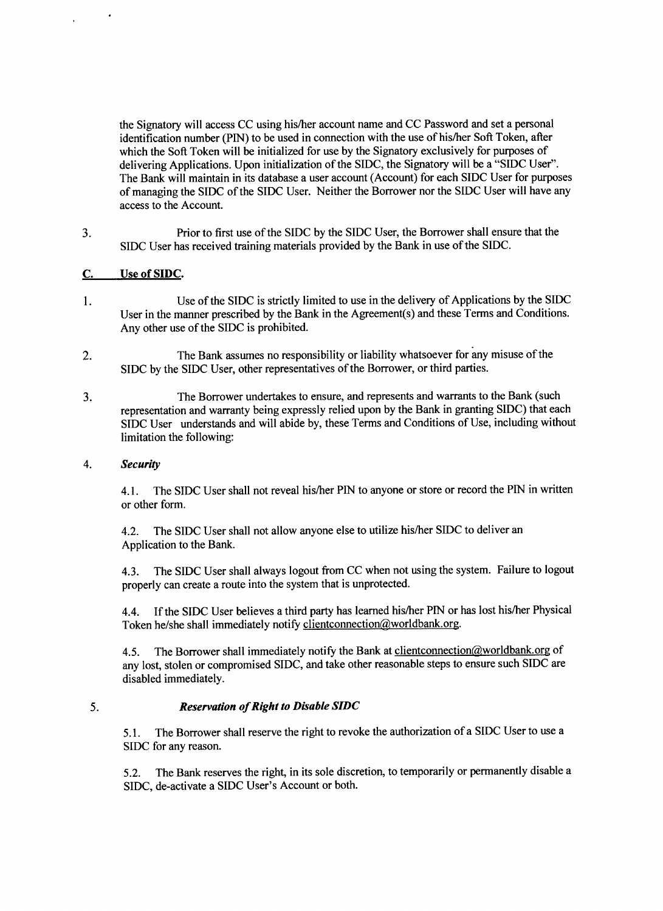the Signatory will access CC using his/her account name and CC Password and set a personal identification number (PIN) to be used in connection with the use of his/her Soft Token, after which the Soft Token will be initialized for use by the Signatory exclusively for purposes of delivering Applications. Upon initialization of the SIDC, the Signatory will be a "SIDC User". The Bank will maintain in its database a user account (Account) for each SIDC User for purposes of managing the SIDC of the SIDC User. Neither the Borrower nor the SIDC User will have any access to the Account.

3. Prior to first use of the SIDC by the SIDC User, the Borrower shall ensure that the SIDC User has received training materials provided by the Bank in use of the SIDC.

## C. Use of SIDC.

1. Use of the SIDC is strictly limited to use in the delivery of Applications by the SIDC User in the manner prescribed by the Bank in the Agreement(s) and these Terms and Conditions. Any other use of the SIDC is prohibited.

2. The Bank assumes no responsibility or liability whatsoever for any misuse of the SIDC by the SIDC User, other representatives of the Borrower, or third parties.

3. The Borrower undertakes to ensure, and represents and warrants to the Bank (such representation and warranty being expressly relied upon by the Bank in granting SIDC) that each SIDC User understands and will abide by, these Terms and Conditions of Use, including without limitation the following:

4. ***Security***

   4.1. The SIDC User shall not reveal his/her PIN to anyone or store or record the PIN in written or other form.

   4.2. The SIDC User shall not allow anyone else to utilize his/her SIDC to deliver an Application to the Bank.

   4.3. The SIDC User shall always logout from CC when not using the system. Failure to logout properly can create a route into the system that is unprotected.

   4.4. If the SIDC User believes a third party has learned his/her PIN or has lost his/her Physical Token he/she shall immediately notify clientconnection@worldbank.org.

   4.5. The Borrower shall immediately notify the Bank at clientconnection@worldbank.org of any lost, stolen or compromised SIDC, and take other reasonable steps to ensure such SIDC are disabled immediately.

5. ***Reservation of Right to Disable SIDC***

   5.1. The Borrower shall reserve the right to revoke the authorization of a SIDC User to use a SIDC for any reason.

   5.2. The Bank reserves the right, in its sole discretion, to temporarily or permanently disable a SIDC, de-activate a SIDC User's Account or both.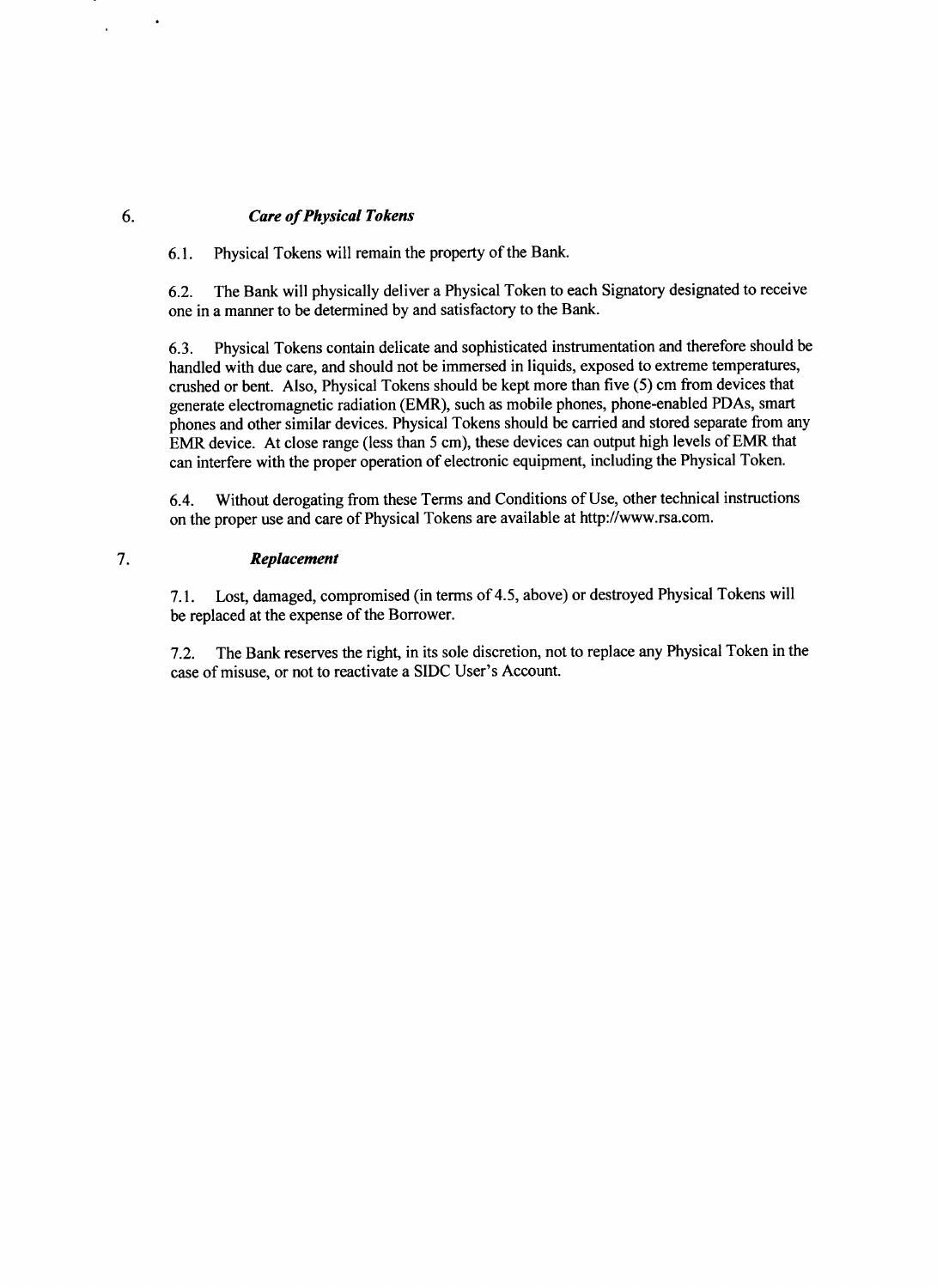## 6. *Care of Physical Tokens*

6.1. Physical Tokens will remain the property of the Bank.

6.2. The Bank will physically deliver a Physical Token to each Signatory designated to receive one in a manner to be determined by and satisfactory to the Bank.

6.3. Physical Tokens contain delicate and sophisticated instrumentation and therefore should be handled with due care, and should not be immersed in liquids, exposed to extreme temperatures, crushed or bent. Also, Physical Tokens should be kept more than five (5) cm from devices that generate electromagnetic radiation (EMR), such as mobile phones, phone-enabled PDAs, smart phones and other similar devices. Physical Tokens should be carried and stored separate from any EMR device. At close range (less than 5 cm), these devices can output high levels of EMR that can interfere with the proper operation of electronic equipment, including the Physical Token.

6.4. Without derogating from these Terms and Conditions of Use, other technical instructions on the proper use and care of Physical Tokens are available at http://www.rsa.com.

## 7. *Replacement*

7.1. Lost, damaged, compromised (in terms of 4.5, above) or destroyed Physical Tokens will be replaced at the expense of the Borrower.

7.2. The Bank reserves the right, in its sole discretion, not to replace any Physical Token in the case of misuse, or not to reactivate a SIDC User's Account.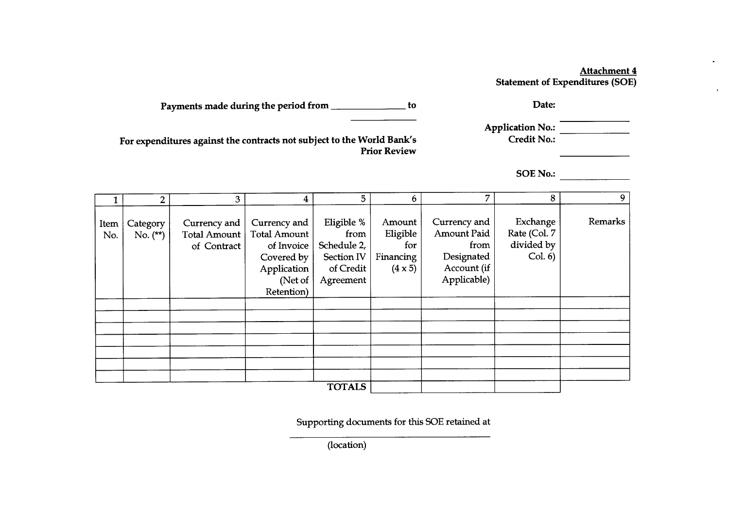**Attachment 4**
**Statement of Expenditures (SOE)**

**Payments made during the period from _______________ to _______________**

**For expenditures against the contracts not subject to the World Bank's Prior Review**

**Date:** _______________

**Application No.:** _______________

**Credit No.:** _______________

**SOE No.:** _______________

| 1 | 2 | 3 | 4 | 5 | 6 | 7 | 8 | 9 |
|---|---|---|---|---|---|---|---|---|
| Item No. | Category No. (**) | Currency and Total Amount of Contract | Currency and Total Amount of Invoice Covered by Application (Net of Retention) | Eligible % from Schedule 2, Section IV of Credit Agreement | Amount Eligible for Financing (4 x 5) | Currency and Amount Paid from Designated Account (if Applicable) | Exchange Rate (Col. 7 divided by Col. 6) | Remarks |
| | | | | | | | | |
| | | | | | | | | |
| | | | | | | | | |
| | | | | | | | | |
| | | | | | | | | |
| | | | | | | | | |
| | | | | | | | | |
| | | | | TOTALS | | | | |

Supporting documents for this SOE retained at

_______________________________________

(location)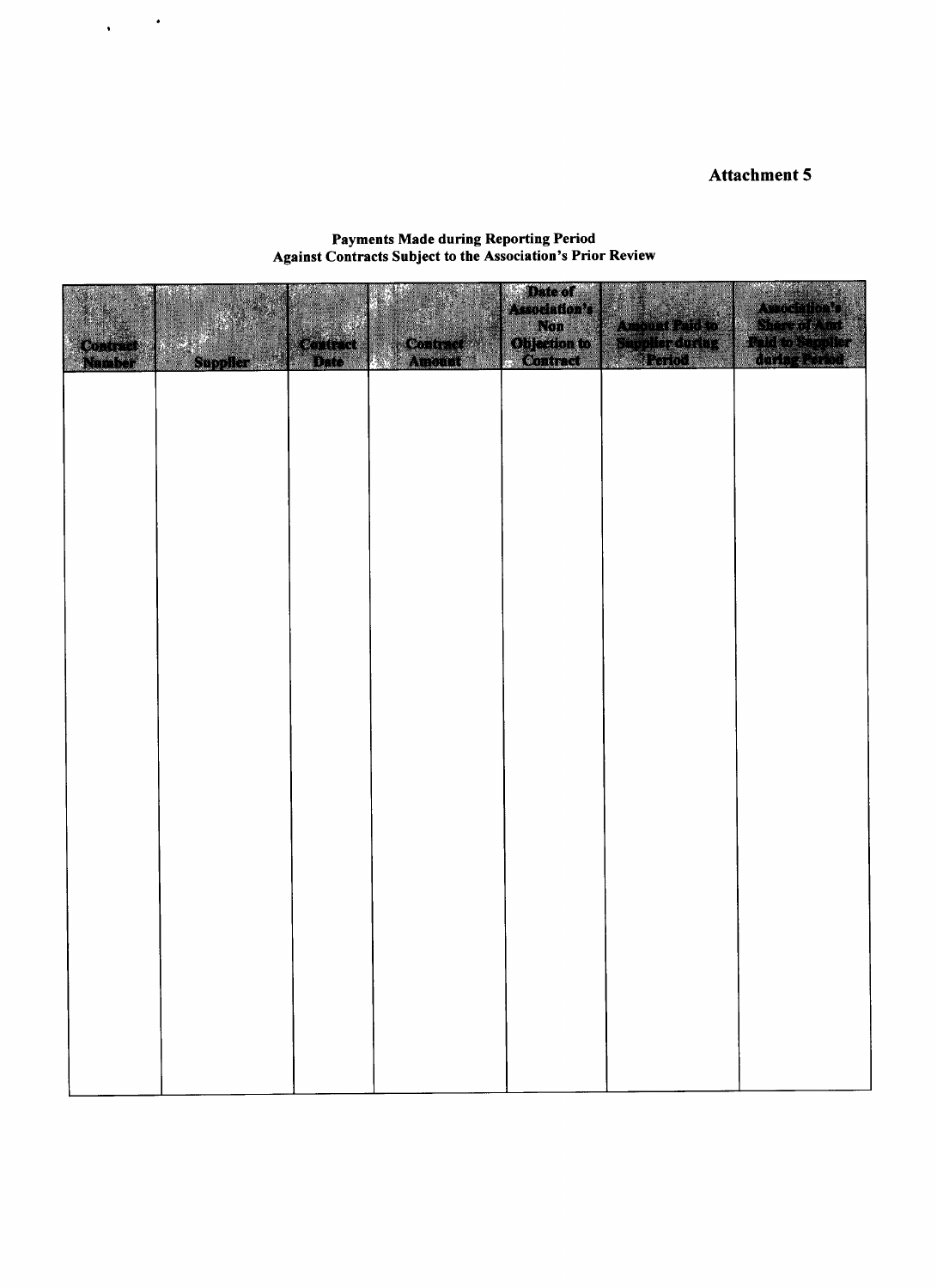**Attachment 5**

**Payments Made during Reporting Period**
**Against Contracts Subject to the Association's Prior Review**

| Contract Number | Supplier | Contract Date | Contract Amount | Date of Association's Non Objection to Contract | Amount Paid to Supplier during Period | Association's Share of Amt Paid to Supplier during Period |
|---|---|---|---|---|---|---|
| | | | | | | |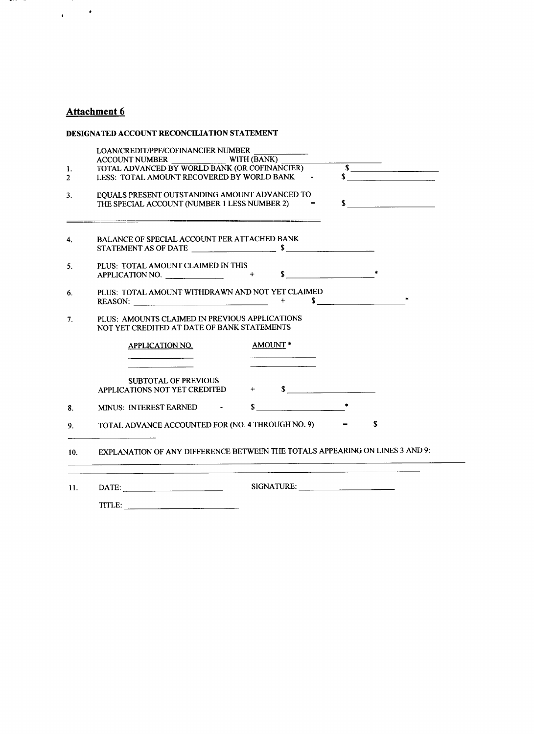## Attachment 6

**DESIGNATED ACCOUNT RECONCILIATION STATEMENT**

LOAN/CREDIT/PPF/COFINANCIER NUMBER ____________

ACCOUNT NUMBER ____________ WITH (BANK) ____________

1. TOTAL ADVANCED BY WORLD BANK (OR COFINANCIER) $ ____________
2. LESS: TOTAL AMOUNT RECOVERED BY WORLD BANK - $ ____________
3. EQUALS PRESENT OUTSTANDING AMOUNT ADVANCED TO THE SPECIAL ACCOUNT (NUMBER 1 LESS NUMBER 2) = $ ____________

---

4. BALANCE OF SPECIAL ACCOUNT PER ATTACHED BANK STATEMENT AS OF DATE ____________ $ ____________
5. PLUS: TOTAL AMOUNT CLAIMED IN THIS APPLICATION NO. ____________ + $ ____________ *
6. PLUS: TOTAL AMOUNT WITHDRAWN AND NOT YET CLAIMED REASON: ____________ + $ ____________ *
7. PLUS: AMOUNTS CLAIMED IN PREVIOUS APPLICATIONS NOT YET CREDITED AT DATE OF BANK STATEMENTS

| APPLICATION NO. | AMOUNT * |
| --- | --- |
| ____________ | ____________ |
| ____________ | ____________ |

SUBTOTAL OF PREVIOUS APPLICATIONS NOT YET CREDITED + $ ____________

8. MINUS: INTEREST EARNED - $ ____________ *
9. TOTAL ADVANCE ACCOUNTED FOR (NO. 4 THROUGH NO. 9) = $

---

10. EXPLANATION OF ANY DIFFERENCE BETWEEN THE TOTALS APPEARING ON LINES 3 AND 9:

____________________________________________

____________________________________________

11. DATE: ____________ SIGNATURE: ____________

TITLE: ____________